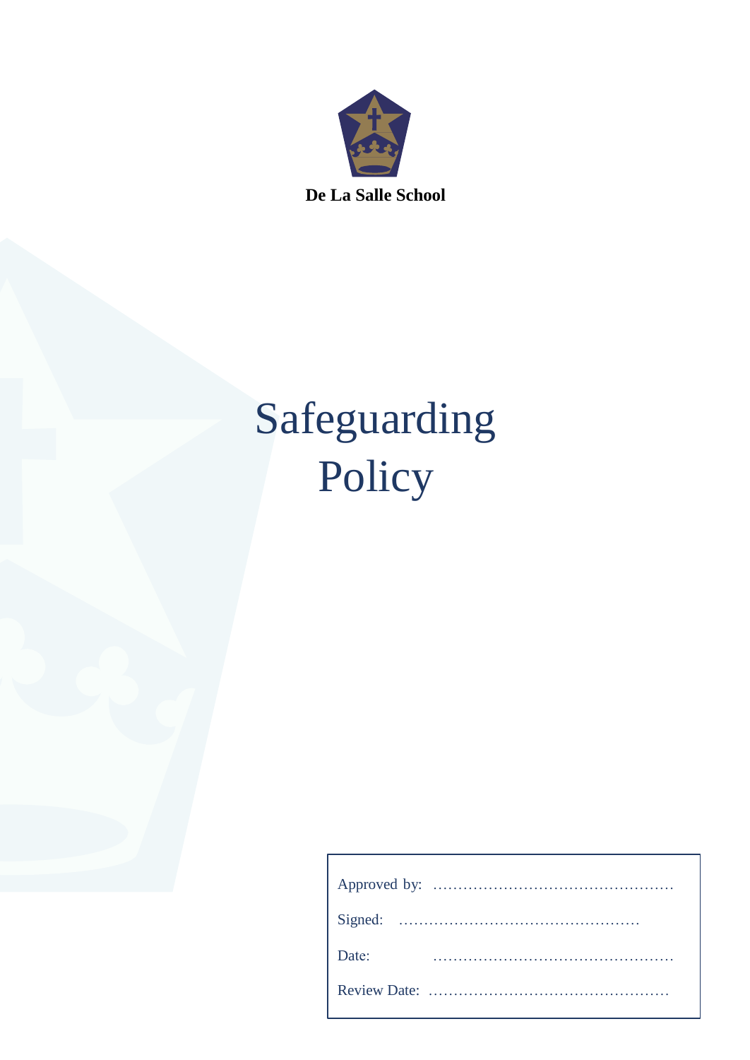**De La Salle School**

# Safeguarding Policy

Approved by: ……………………………………………

Signed: ……………………………………………

Date: ……………………………………………

Review Date: ……………………………………………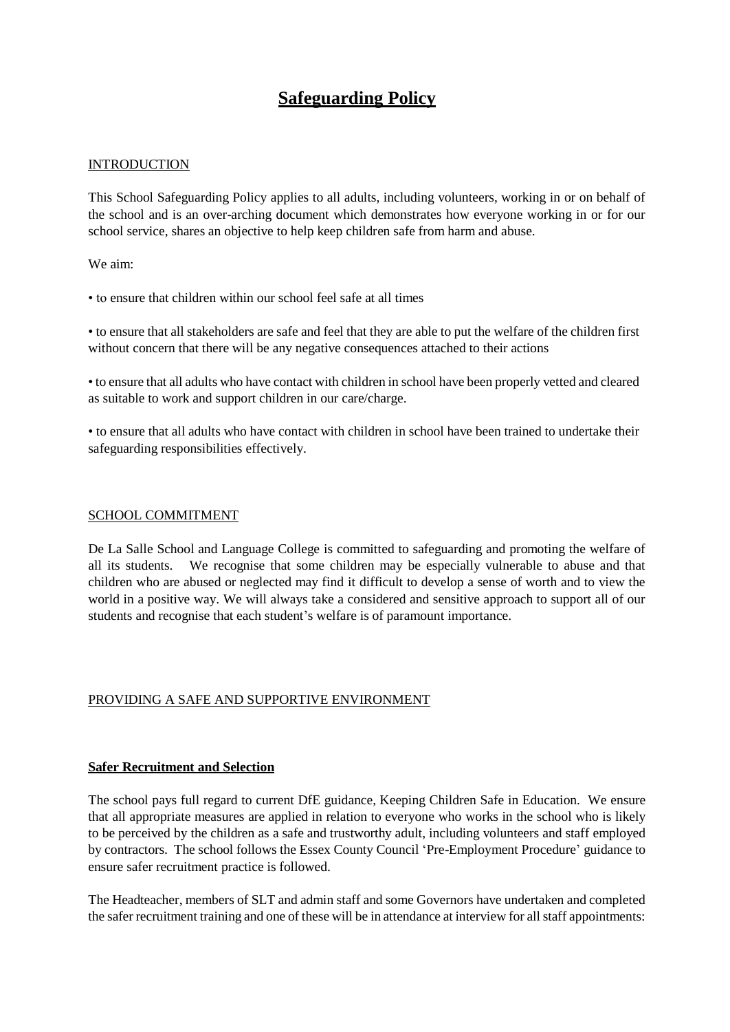# Safeguarding Policy

INTRODUCTION

This School Safeguarding Policy applies to all adults, including volunteers, working in or on behalf of the school and is an over-arching document which demonstrates how everyone working in or for our school service, shares an objective to help keep children safe from harm and abuse.

We aim:

• to ensure that children within our school feel safe at all times

• to ensure that all stakeholders are safe and feel that they are able to put the welfare of the children first without concern that there will be any negative consequences attached to their actions

• to ensure that all adults who have contact with children in school have been properly vetted and cleared as suitable to work and support children in our care/charge.

• to ensure that all adults who have contact with children in school have been trained to undertake their safeguarding responsibilities effectively.

SCHOOL COMMITMENT

De La Salle School and Language College is committed to safeguarding and promoting the welfare of all its students. We recognise that some children may be especially vulnerable to abuse and that children who are abused or neglected may find it difficult to develop a sense of worth and to view the world in a positive way. We will always take a considered and sensitive approach to support all of our students and recognise that each student's welfare is of paramount importance.

PROVIDING A SAFE AND SUPPORTIVE ENVIRONMENT

**Safer Recruitment and Selection**

The school pays full regard to current DfE guidance, Keeping Children Safe in Education. We ensure that all appropriate measures are applied in relation to everyone who works in the school who is likely to be perceived by the children as a safe and trustworthy adult, including volunteers and staff employed by contractors. The school follows the Essex County Council 'Pre-Employment Procedure' guidance to ensure safer recruitment practice is followed.

The Headteacher, members of SLT and admin staff and some Governors have undertaken and completed the safer recruitment training and one of these will be in attendance at interview for all staff appointments: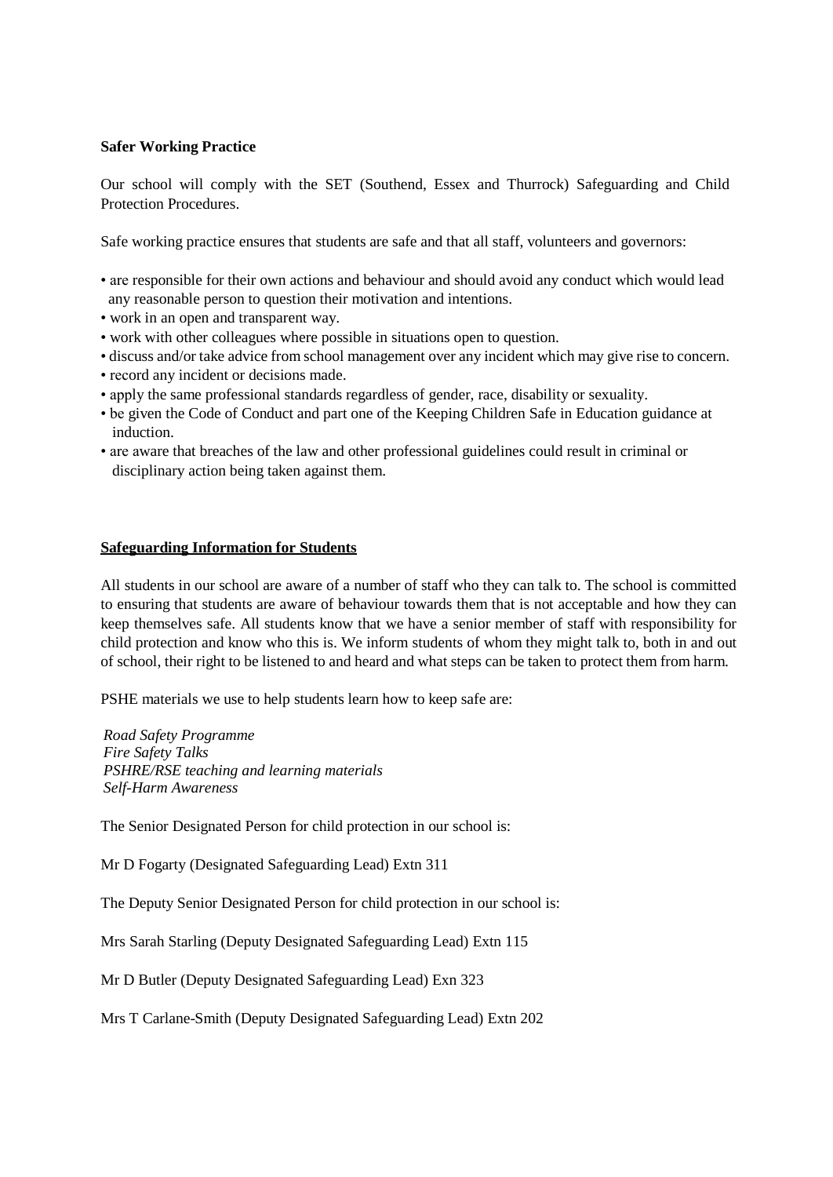**Safer Working Practice**

Our school will comply with the SET (Southend, Essex and Thurrock) Safeguarding and Child Protection Procedures.

Safe working practice ensures that students are safe and that all staff, volunteers and governors:

- are responsible for their own actions and behaviour and should avoid any conduct which would lead any reasonable person to question their motivation and intentions.
- work in an open and transparent way.
- work with other colleagues where possible in situations open to question.
- discuss and/or take advice from school management over any incident which may give rise to concern.
- record any incident or decisions made.
- apply the same professional standards regardless of gender, race, disability or sexuality.
- be given the Code of Conduct and part one of the Keeping Children Safe in Education guidance at induction.
- are aware that breaches of the law and other professional guidelines could result in criminal or disciplinary action being taken against them.

**Safeguarding Information for Students**

All students in our school are aware of a number of staff who they can talk to. The school is committed to ensuring that students are aware of behaviour towards them that is not acceptable and how they can keep themselves safe. All students know that we have a senior member of staff with responsibility for child protection and know who this is. We inform students of whom they might talk to, both in and out of school, their right to be listened to and heard and what steps can be taken to protect them from harm.

PSHE materials we use to help students learn how to keep safe are:

*Road Safety Programme*
*Fire Safety Talks*
*PSHRE/RSE teaching and learning materials*
*Self-Harm Awareness*

The Senior Designated Person for child protection in our school is:

Mr D Fogarty (Designated Safeguarding Lead) Extn 311

The Deputy Senior Designated Person for child protection in our school is:

Mrs Sarah Starling (Deputy Designated Safeguarding Lead) Extn 115

Mr D Butler (Deputy Designated Safeguarding Lead) Exn 323

Mrs T Carlane-Smith (Deputy Designated Safeguarding Lead) Extn 202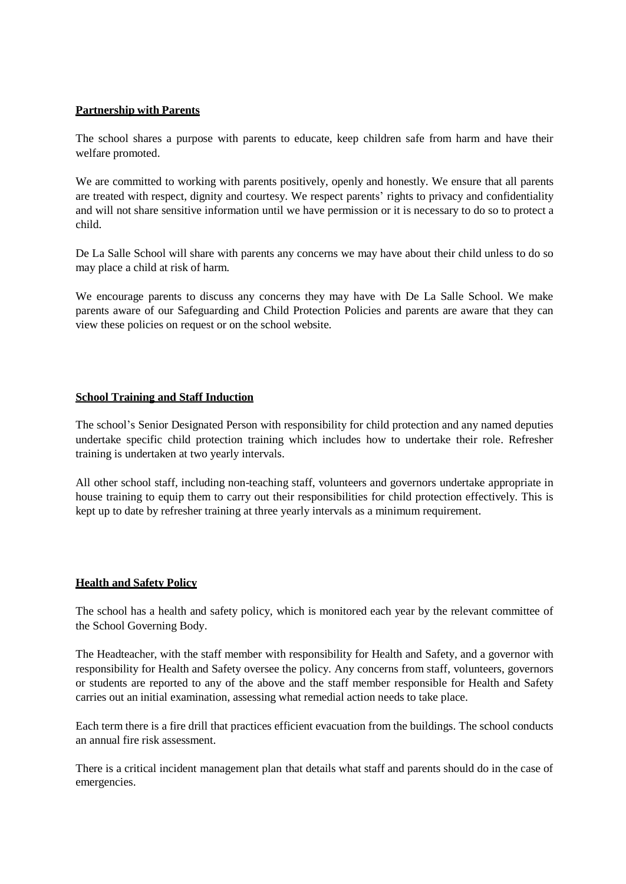**Partnership with Parents**

The school shares a purpose with parents to educate, keep children safe from harm and have their welfare promoted.

We are committed to working with parents positively, openly and honestly. We ensure that all parents are treated with respect, dignity and courtesy. We respect parents' rights to privacy and confidentiality and will not share sensitive information until we have permission or it is necessary to do so to protect a child.

De La Salle School will share with parents any concerns we may have about their child unless to do so may place a child at risk of harm.

We encourage parents to discuss any concerns they may have with De La Salle School. We make parents aware of our Safeguarding and Child Protection Policies and parents are aware that they can view these policies on request or on the school website.

**School Training and Staff Induction**

The school's Senior Designated Person with responsibility for child protection and any named deputies undertake specific child protection training which includes how to undertake their role. Refresher training is undertaken at two yearly intervals.

All other school staff, including non-teaching staff, volunteers and governors undertake appropriate in house training to equip them to carry out their responsibilities for child protection effectively. This is kept up to date by refresher training at three yearly intervals as a minimum requirement.

**Health and Safety Policy**

The school has a health and safety policy, which is monitored each year by the relevant committee of the School Governing Body.

The Headteacher, with the staff member with responsibility for Health and Safety, and a governor with responsibility for Health and Safety oversee the policy. Any concerns from staff, volunteers, governors or students are reported to any of the above and the staff member responsible for Health and Safety carries out an initial examination, assessing what remedial action needs to take place.

Each term there is a fire drill that practices efficient evacuation from the buildings. The school conducts an annual fire risk assessment.

There is a critical incident management plan that details what staff and parents should do in the case of emergencies.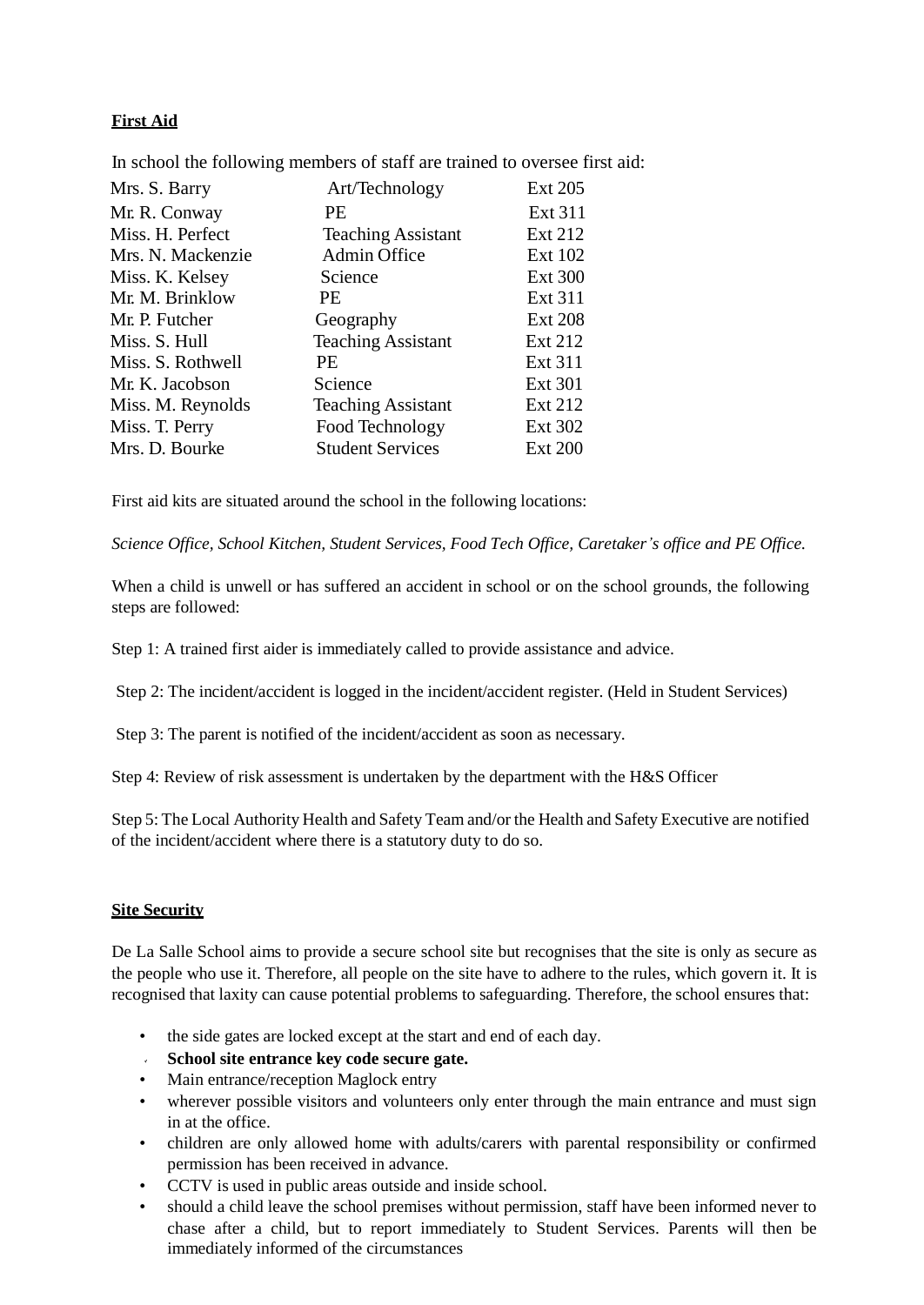**First Aid**

In school the following members of staff are trained to oversee first aid:

| | | |
|---|---|---|
| Mrs. S. Barry | Art/Technology | Ext 205 |
| Mr. R. Conway | PE | Ext 311 |
| Miss. H. Perfect | Teaching Assistant | Ext 212 |
| Mrs. N. Mackenzie | Admin Office | Ext 102 |
| Miss. K. Kelsey | Science | Ext 300 |
| Mr. M. Brinklow | PE | Ext 311 |
| Mr. P. Futcher | Geography | Ext 208 |
| Miss. S. Hull | Teaching Assistant | Ext 212 |
| Miss. S. Rothwell | PE | Ext 311 |
| Mr. K. Jacobson | Science | Ext 301 |
| Miss. M. Reynolds | Teaching Assistant | Ext 212 |
| Miss. T. Perry | Food Technology | Ext 302 |
| Mrs. D. Bourke | Student Services | Ext 200 |

First aid kits are situated around the school in the following locations:

*Science Office, School Kitchen, Student Services, Food Tech Office, Caretaker's office and PE Office.*

When a child is unwell or has suffered an accident in school or on the school grounds, the following steps are followed:

Step 1: A trained first aider is immediately called to provide assistance and advice.

Step 2: The incident/accident is logged in the incident/accident register. (Held in Student Services)

Step 3: The parent is notified of the incident/accident as soon as necessary.

Step 4: Review of risk assessment is undertaken by the department with the H&S Officer

Step 5: The Local Authority Health and Safety Team and/or the Health and Safety Executive are notified of the incident/accident where there is a statutory duty to do so.

**Site Security**

De La Salle School aims to provide a secure school site but recognises that the site is only as secure as the people who use it. Therefore, all people on the site have to adhere to the rules, which govern it. It is recognised that laxity can cause potential problems to safeguarding. Therefore, the school ensures that:

- the side gates are locked except at the start and end of each day.
- **School site entrance key code secure gate.**
- Main entrance/reception Maglock entry
- wherever possible visitors and volunteers only enter through the main entrance and must sign in at the office.
- children are only allowed home with adults/carers with parental responsibility or confirmed permission has been received in advance.
- CCTV is used in public areas outside and inside school.
- should a child leave the school premises without permission, staff have been informed never to chase after a child, but to report immediately to Student Services. Parents will then be immediately informed of the circumstances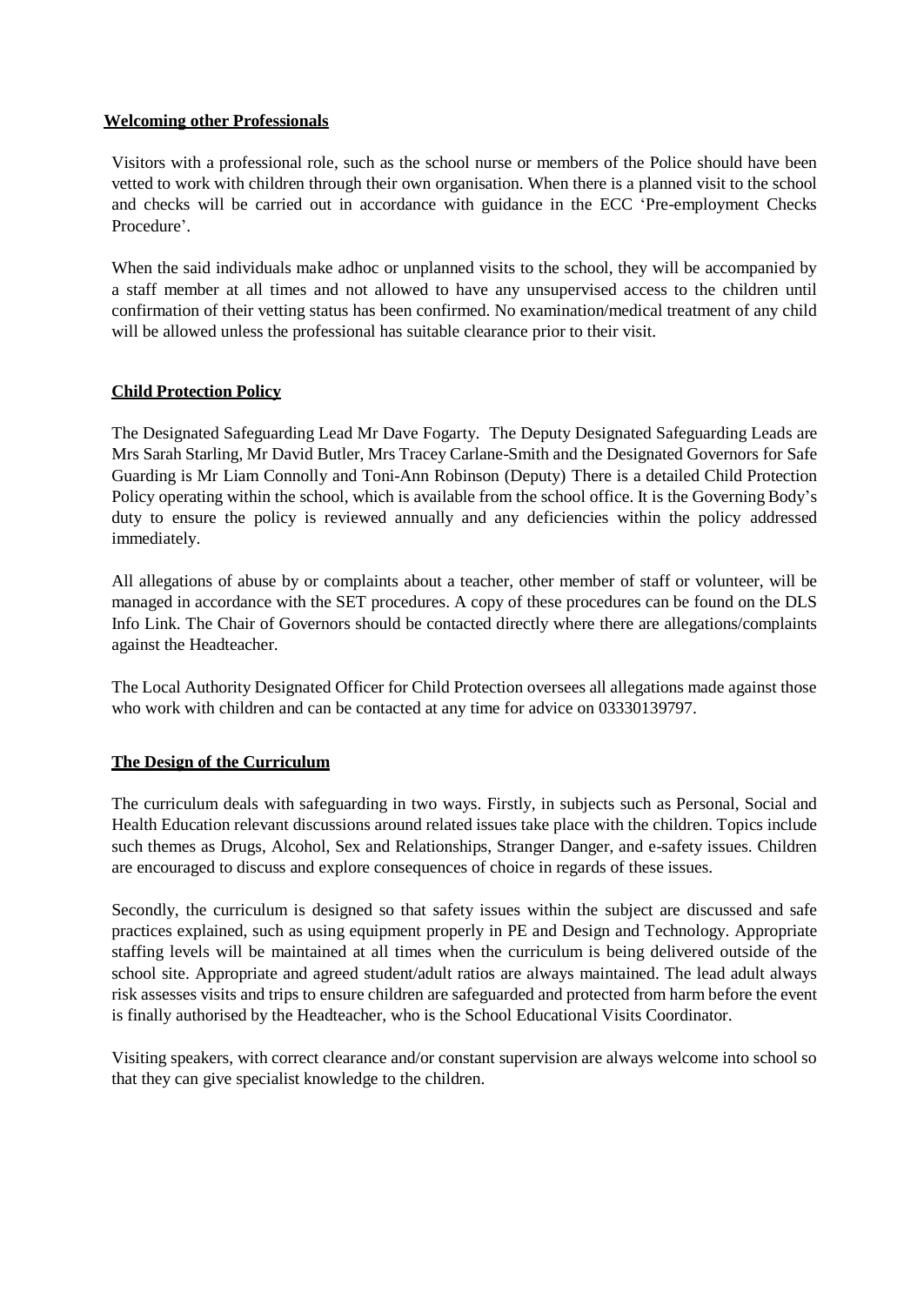**Welcoming other Professionals**

Visitors with a professional role, such as the school nurse or members of the Police should have been vetted to work with children through their own organisation. When there is a planned visit to the school and checks will be carried out in accordance with guidance in the ECC 'Pre-employment Checks Procedure'.

When the said individuals make adhoc or unplanned visits to the school, they will be accompanied by a staff member at all times and not allowed to have any unsupervised access to the children until confirmation of their vetting status has been confirmed. No examination/medical treatment of any child will be allowed unless the professional has suitable clearance prior to their visit.

**Child Protection Policy**

The Designated Safeguarding Lead Mr Dave Fogarty. The Deputy Designated Safeguarding Leads are Mrs Sarah Starling, Mr David Butler, Mrs Tracey Carlane-Smith and the Designated Governors for Safe Guarding is Mr Liam Connolly and Toni-Ann Robinson (Deputy) There is a detailed Child Protection Policy operating within the school, which is available from the school office. It is the Governing Body's duty to ensure the policy is reviewed annually and any deficiencies within the policy addressed immediately.

All allegations of abuse by or complaints about a teacher, other member of staff or volunteer, will be managed in accordance with the SET procedures. A copy of these procedures can be found on the DLS Info Link. The Chair of Governors should be contacted directly where there are allegations/complaints against the Headteacher.

The Local Authority Designated Officer for Child Protection oversees all allegations made against those who work with children and can be contacted at any time for advice on 03330139797.

**The Design of the Curriculum**

The curriculum deals with safeguarding in two ways. Firstly, in subjects such as Personal, Social and Health Education relevant discussions around related issues take place with the children. Topics include such themes as Drugs, Alcohol, Sex and Relationships, Stranger Danger, and e-safety issues. Children are encouraged to discuss and explore consequences of choice in regards of these issues.

Secondly, the curriculum is designed so that safety issues within the subject are discussed and safe practices explained, such as using equipment properly in PE and Design and Technology. Appropriate staffing levels will be maintained at all times when the curriculum is being delivered outside of the school site. Appropriate and agreed student/adult ratios are always maintained. The lead adult always risk assesses visits and trips to ensure children are safeguarded and protected from harm before the event is finally authorised by the Headteacher, who is the School Educational Visits Coordinator.

Visiting speakers, with correct clearance and/or constant supervision are always welcome into school so that they can give specialist knowledge to the children.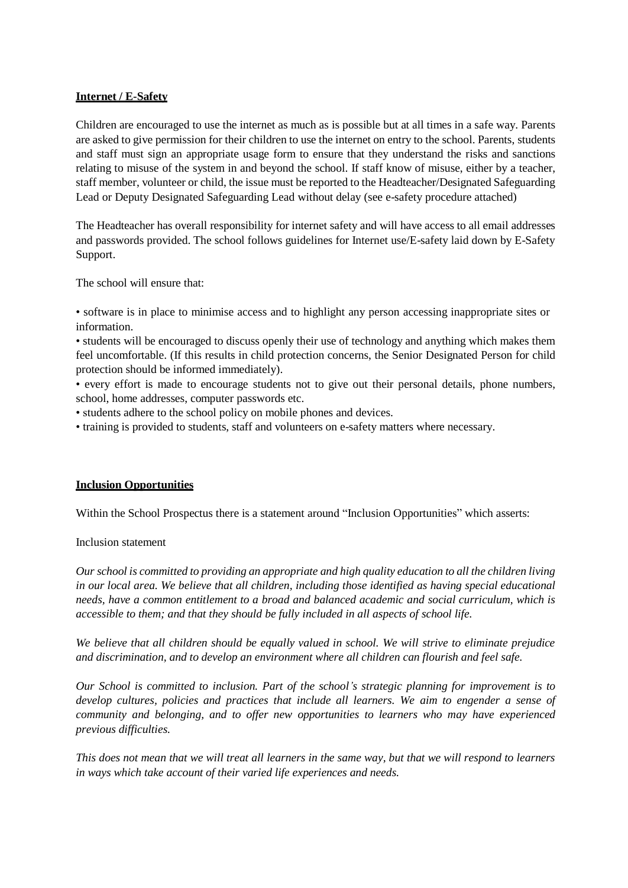**Internet / E-Safety**

Children are encouraged to use the internet as much as is possible but at all times in a safe way. Parents are asked to give permission for their children to use the internet on entry to the school. Parents, students and staff must sign an appropriate usage form to ensure that they understand the risks and sanctions relating to misuse of the system in and beyond the school. If staff know of misuse, either by a teacher, staff member, volunteer or child, the issue must be reported to the Headteacher/Designated Safeguarding Lead or Deputy Designated Safeguarding Lead without delay (see e-safety procedure attached)

The Headteacher has overall responsibility for internet safety and will have access to all email addresses and passwords provided. The school follows guidelines for Internet use/E-safety laid down by E-Safety Support.

The school will ensure that:

• software is in place to minimise access and to highlight any person accessing inappropriate sites or information.
• students will be encouraged to discuss openly their use of technology and anything which makes them feel uncomfortable. (If this results in child protection concerns, the Senior Designated Person for child protection should be informed immediately).
• every effort is made to encourage students not to give out their personal details, phone numbers, school, home addresses, computer passwords etc.
• students adhere to the school policy on mobile phones and devices.
• training is provided to students, staff and volunteers on e-safety matters where necessary.

**Inclusion Opportunities**

Within the School Prospectus there is a statement around "Inclusion Opportunities" which asserts:

Inclusion statement

*Our school is committed to providing an appropriate and high quality education to all the children living in our local area. We believe that all children, including those identified as having special educational needs, have a common entitlement to a broad and balanced academic and social curriculum, which is accessible to them; and that they should be fully included in all aspects of school life.*

*We believe that all children should be equally valued in school. We will strive to eliminate prejudice and discrimination, and to develop an environment where all children can flourish and feel safe.*

*Our School is committed to inclusion. Part of the school's strategic planning for improvement is to develop cultures, policies and practices that include all learners. We aim to engender a sense of community and belonging, and to offer new opportunities to learners who may have experienced previous difficulties.*

*This does not mean that we will treat all learners in the same way, but that we will respond to learners in ways which take account of their varied life experiences and needs.*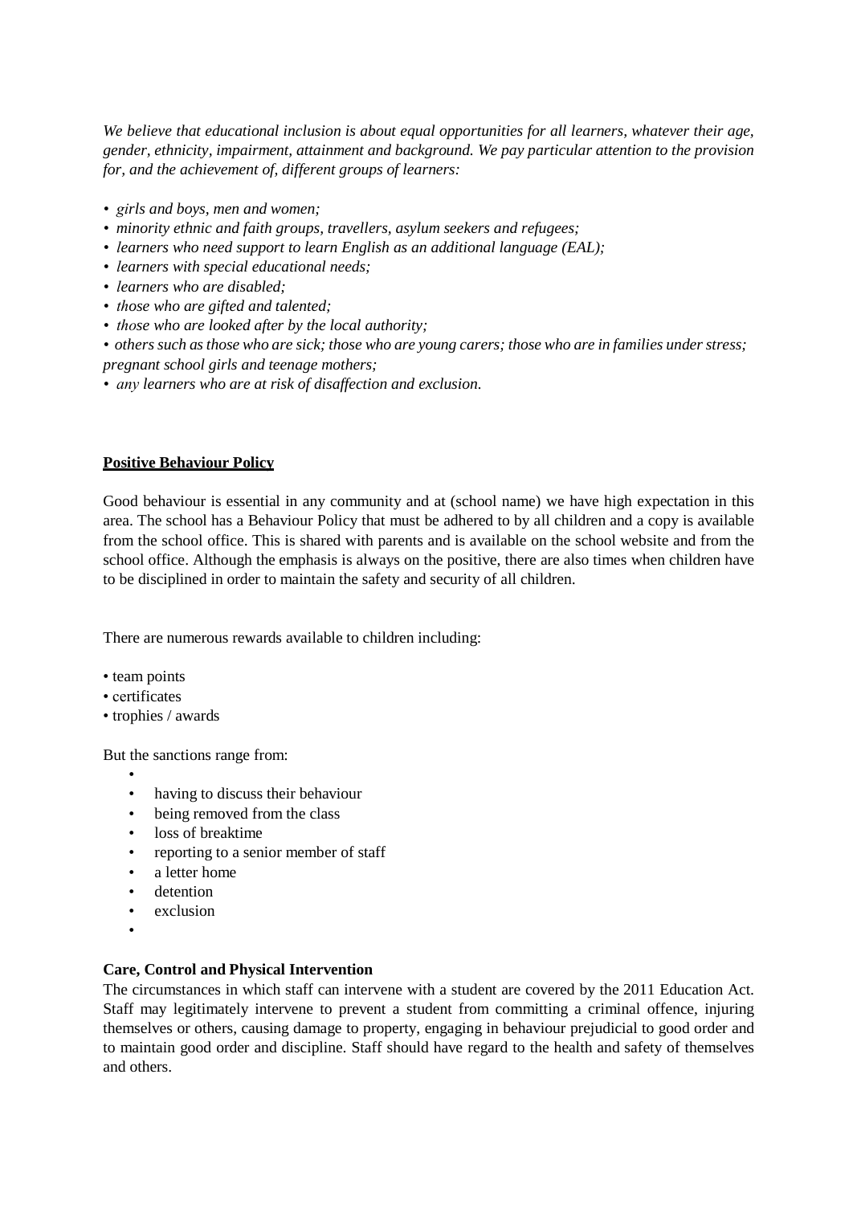*We believe that educational inclusion is about equal opportunities for all learners, whatever their age, gender, ethnicity, impairment, attainment and background. We pay particular attention to the provision for, and the achievement of, different groups of learners:*

- *girls and boys, men and women;*
- *minority ethnic and faith groups, travellers, asylum seekers and refugees;*
- *learners who need support to learn English as an additional language (EAL);*
- *learners with special educational needs;*
- *learners who are disabled;*
- *those who are gifted and talented;*
- *those who are looked after by the local authority;*
- *others such as those who are sick; those who are young carers; those who are in families under stress; pregnant school girls and teenage mothers;*
- *any learners who are at risk of disaffection and exclusion.*

**Positive Behaviour Policy**

Good behaviour is essential in any community and at (school name) we have high expectation in this area. The school has a Behaviour Policy that must be adhered to by all children and a copy is available from the school office. This is shared with parents and is available on the school website and from the school office. Although the emphasis is always on the positive, there are also times when children have to be disciplined in order to maintain the safety and security of all children.

There are numerous rewards available to children including:

- team points
- certificates
- trophies / awards

But the sanctions range from:

- having to discuss their behaviour
- being removed from the class
- loss of breaktime
- reporting to a senior member of staff
- a letter home
- detention
- exclusion

**Care, Control and Physical Intervention**

The circumstances in which staff can intervene with a student are covered by the 2011 Education Act. Staff may legitimately intervene to prevent a student from committing a criminal offence, injuring themselves or others, causing damage to property, engaging in behaviour prejudicial to good order and to maintain good order and discipline. Staff should have regard to the health and safety of themselves and others.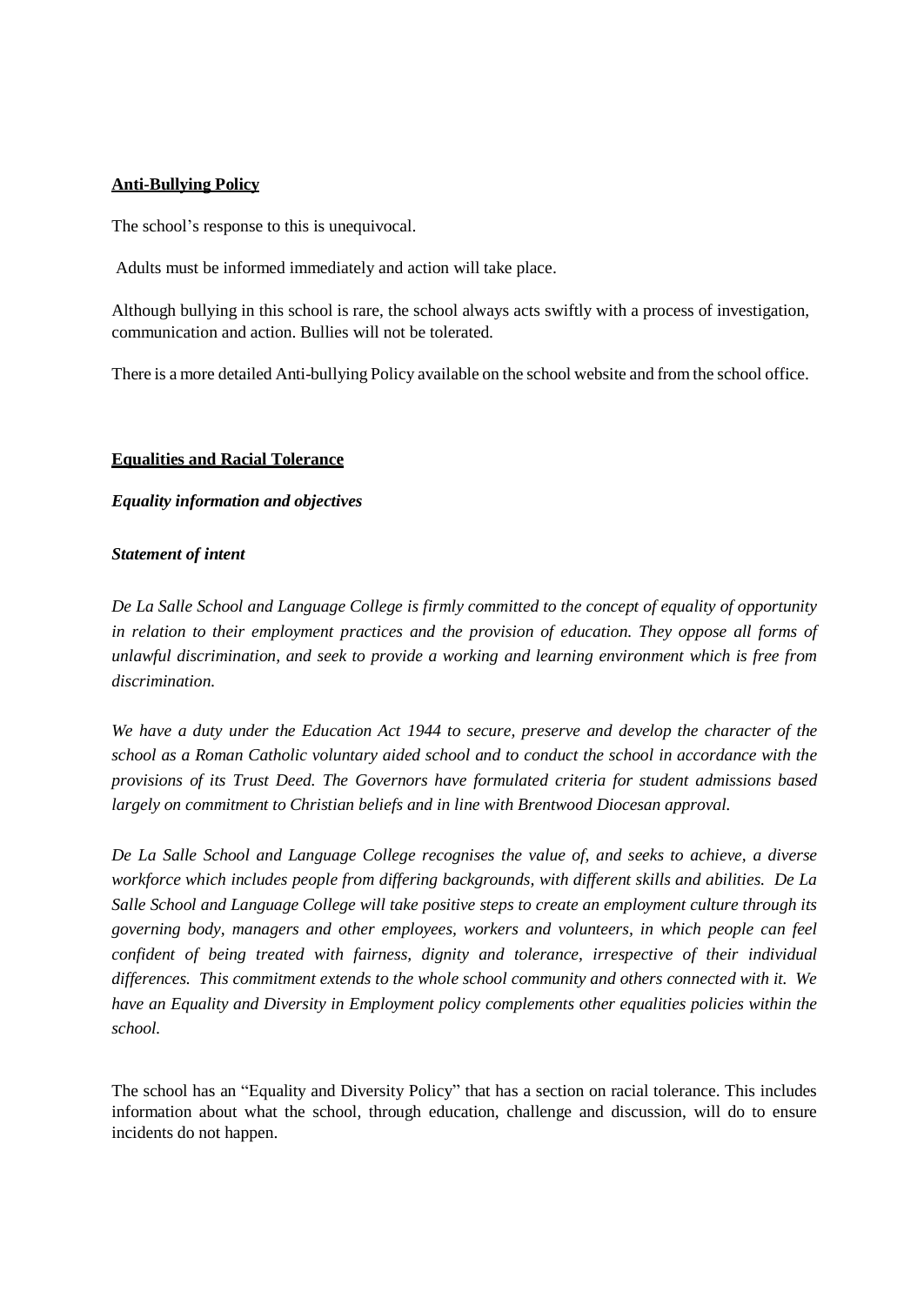**Anti-Bullying Policy**

The school's response to this is unequivocal.

Adults must be informed immediately and action will take place.

Although bullying in this school is rare, the school always acts swiftly with a process of investigation, communication and action. Bullies will not be tolerated.

There is a more detailed Anti-bullying Policy available on the school website and from the school office.

**Equalities and Racial Tolerance**

***Equality information and objectives***

***Statement of intent***

*De La Salle School and Language College is firmly committed to the concept of equality of opportunity in relation to their employment practices and the provision of education. They oppose all forms of unlawful discrimination, and seek to provide a working and learning environment which is free from discrimination.*

*We have a duty under the Education Act 1944 to secure, preserve and develop the character of the school as a Roman Catholic voluntary aided school and to conduct the school in accordance with the provisions of its Trust Deed. The Governors have formulated criteria for student admissions based largely on commitment to Christian beliefs and in line with Brentwood Diocesan approval.*

*De La Salle School and Language College recognises the value of, and seeks to achieve, a diverse workforce which includes people from differing backgrounds, with different skills and abilities. De La Salle School and Language College will take positive steps to create an employment culture through its governing body, managers and other employees, workers and volunteers, in which people can feel confident of being treated with fairness, dignity and tolerance, irrespective of their individual differences. This commitment extends to the whole school community and others connected with it. We have an Equality and Diversity in Employment policy complements other equalities policies within the school.*

The school has an "Equality and Diversity Policy" that has a section on racial tolerance. This includes information about what the school, through education, challenge and discussion, will do to ensure incidents do not happen.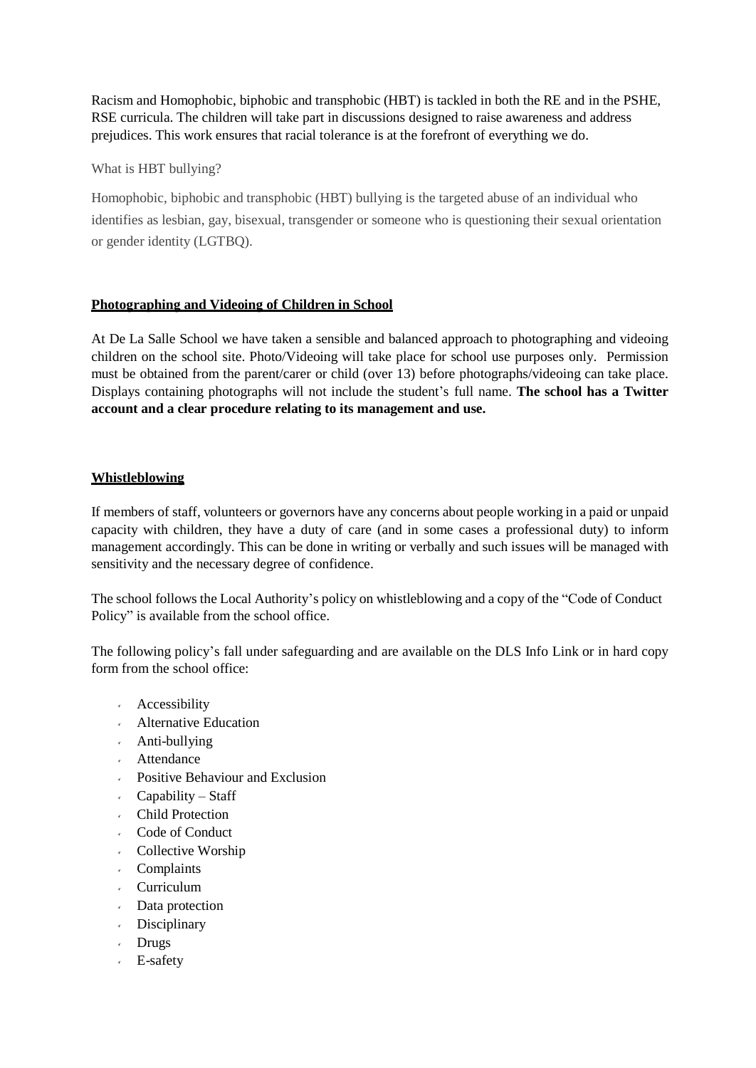Racism and Homophobic, biphobic and transphobic (HBT) is tackled in both the RE and in the PSHE, RSE curricula. The children will take part in discussions designed to raise awareness and address prejudices. This work ensures that racial tolerance is at the forefront of everything we do.

What is HBT bullying?

Homophobic, biphobic and transphobic (HBT) bullying is the targeted abuse of an individual who identifies as lesbian, gay, bisexual, transgender or someone who is questioning their sexual orientation or gender identity (LGTBQ).

**Photographing and Videoing of Children in School**

At De La Salle School we have taken a sensible and balanced approach to photographing and videoing children on the school site. Photo/Videoing will take place for school use purposes only. Permission must be obtained from the parent/carer or child (over 13) before photographs/videoing can take place. Displays containing photographs will not include the student's full name. **The school has a Twitter account and a clear procedure relating to its management and use.**

**Whistleblowing**

If members of staff, volunteers or governors have any concerns about people working in a paid or unpaid capacity with children, they have a duty of care (and in some cases a professional duty) to inform management accordingly. This can be done in writing or verbally and such issues will be managed with sensitivity and the necessary degree of confidence.

The school follows the Local Authority's policy on whistleblowing and a copy of the "Code of Conduct Policy" is available from the school office.

The following policy's fall under safeguarding and are available on the DLS Info Link or in hard copy form from the school office:

- Accessibility
- Alternative Education
- Anti-bullying
- Attendance
- Positive Behaviour and Exclusion
- Capability – Staff
- Child Protection
- Code of Conduct
- Collective Worship
- Complaints
- Curriculum
- Data protection
- Disciplinary
- Drugs
- E-safety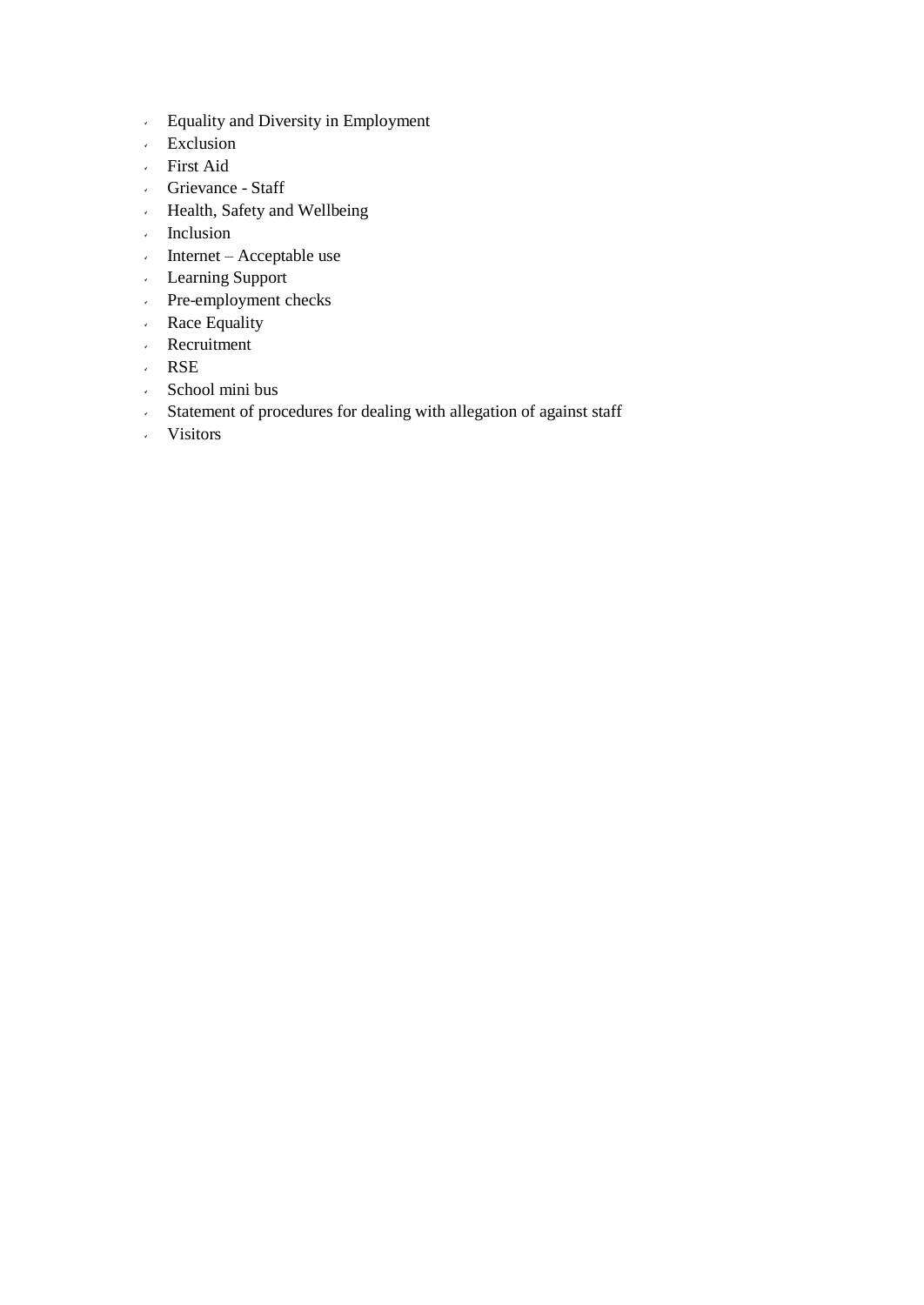- Equality and Diversity in Employment
- Exclusion
- First Aid
- Grievance - Staff
- Health, Safety and Wellbeing
- Inclusion
- Internet – Acceptable use
- Learning Support
- Pre-employment checks
- Race Equality
- Recruitment
- RSE
- School mini bus
- Statement of procedures for dealing with allegation of against staff
- Visitors